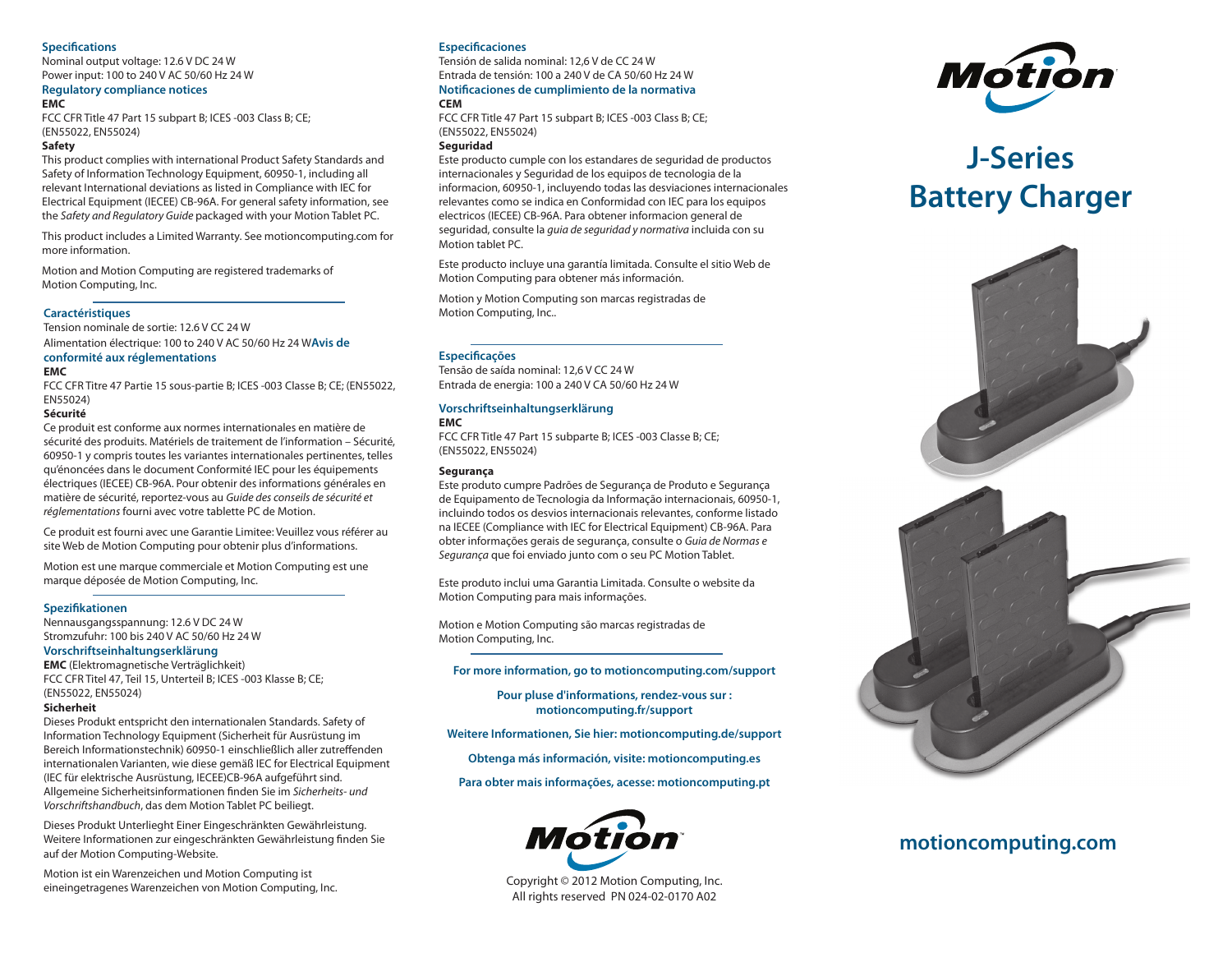## Specifications

Nominal output voltage: 12.6 V DC 24 W
Power input: 100 to 240 V AC 50/60 Hz 24 W

### Regulatory compliance notices

**EMC**

FCC CFR Title 47 Part 15 subpart B; ICES -003 Class B; CE; (EN55022, EN55024)

**Safety**

This product complies with international Product Safety Standards and Safety of Information Technology Equipment, 60950-1, including all relevant International deviations as listed in Compliance with IEC for Electrical Equipment (IECEE) CB-96A. For general safety information, see the *Safety and Regulatory Guide* packaged with your Motion Tablet PC.

This product includes a Limited Warranty. See motioncomputing.com for more information.

Motion and Motion Computing are registered trademarks of Motion Computing, Inc.

---

## Caractéristiques

Tension nominale de sortie: 12.6 V CC 24 W
Alimentation électrique: 100 to 240 V AC 50/60 Hz 24 W**Avis de conformité aux réglementations**

**EMC**

FCC CFR Titre 47 Partie 15 sous-partie B; ICES -003 Classe B; CE; (EN55022, EN55024)

**Sécurité**

Ce produit est conforme aux normes internationales en matière de sécurité des produits. Matériels de traitement de l'information – Sécurité, 60950-1 y compris toutes les variantes internationales pertinentes, telles qu'énoncées dans le document Conformité IEC pour les équipements électriques (IECEE) CB-96A. Pour obtenir des informations générales en matière de sécurité, reportez-vous au *Guide des conseils de sécurité et réglementations* fourni avec votre tablette PC de Motion.

Ce produit est fourni avec une Garantie Limitee: Veuillez vous référer au site Web de Motion Computing pour obtenir plus d'informations.

Motion est une marque commerciale et Motion Computing est une marque déposée de Motion Computing, Inc.

---

## Spezifikationen

Nennausgangsspannung: 12.6 V DC 24 W
Stromzufuhr: 100 bis 240 V AC 50/60 Hz 24 W

### Vorschriftseinhaltungserklärung

**EMC** (Elektromagnetische Verträglichkeit)
FCC CFR Titel 47, Teil 15, Unterteil B; ICES -003 Klasse B; CE; (EN55022, EN55024)

**Sicherheit**

Dieses Produkt entspricht den internationalen Standards. Safety of Information Technology Equipment (Sicherheit für Ausrüstung im Bereich Informationstechnik) 60950-1 einschließlich aller zutreffenden internationalen Varianten, wie diese gemäß IEC for Electrical Equipment (IEC für elektrische Ausrüstung, IECEE)CB-96A aufgeführt sind. Allgemeine Sicherheitsinformationen finden Sie im *Sicherheits- und Vorschriftshandbuch*, das dem Motion Tablet PC beiliegt.

Dieses Produkt Unterlieght Einer Eingeschränkten Gewährleistung. Weitere Informationen zur eingeschränkten Gewährleistung finden Sie auf der Motion Computing-Website.

Motion ist ein Warenzeichen und Motion Computing ist eineingetragenes Warenzeichen von Motion Computing, Inc.

## Especificaciones

Tensión de salida nominal: 12,6 V de CC 24 W
Entrada de tensión: 100 a 240 V de CA 50/60 Hz 24 W

### Notificaciones de cumplimiento de la normativa

**CEM**

FCC CFR Title 47 Part 15 subpart B; ICES -003 Class B; CE; (EN55022, EN55024)

**Seguridad**

Este producto cumple con los estandares de seguridad de productos internacionales y Seguridad de los equipos de tecnologia de la informacion, 60950-1, incluyendo todas las desviaciones internacionales relevantes como se indica en Conformidad con IEC para los equipos electricos (IECEE) CB-96A. Para obtener informacion general de seguridad, consulte la *guia de seguridad y normativa* incluida con su Motion tablet PC.

Este producto incluye una garantía limitada. Consulte el sitio Web de Motion Computing para obtener más información.

Motion y Motion Computing son marcas registradas de Motion Computing, Inc..

---

## Especificações

Tensão de saída nominal: 12,6 V CC 24 W
Entrada de energia: 100 a 240 V CA 50/60 Hz 24 W

### Vorschriftseinhaltungserklärung

**EMC**

FCC CFR Title 47 Part 15 subparte B; ICES -003 Classe B; CE; (EN55022, EN55024)

**Segurança**

Este produto cumpre Padrões de Segurança de Produto e Segurança de Equipamento de Tecnologia da Informação internacionais, 60950-1, incluindo todos os desvios internacionais relevantes, conforme listado na IECEE (Compliance with IEC for Electrical Equipment) CB-96A. Para obter informações gerais de segurança, consulte o *Guia de Normas e Segurança* que foi enviado junto com o seu PC Motion Tablet.

Este produto inclui uma Garantia Limitada. Consulte o website da Motion Computing para mais informações.

Motion e Motion Computing são marcas registradas de Motion Computing, Inc.

---

**For more information, go to motioncomputing.com/support**

**Pour pluse d'informations, rendez-vous sur : motioncomputing.fr/support**

**Weitere Informationen, Sie hier: motioncomputing.de/support**

**Obtenga más información, visite: motioncomputing.es**

**Para obter mais informações, acesse: motioncomputing.pt**

Motion™

Copyright © 2012 Motion Computing, Inc.
All rights reserved PN 024-02-0170 A02

Motion™

# J-Series Battery Charger

**motioncomputing.com**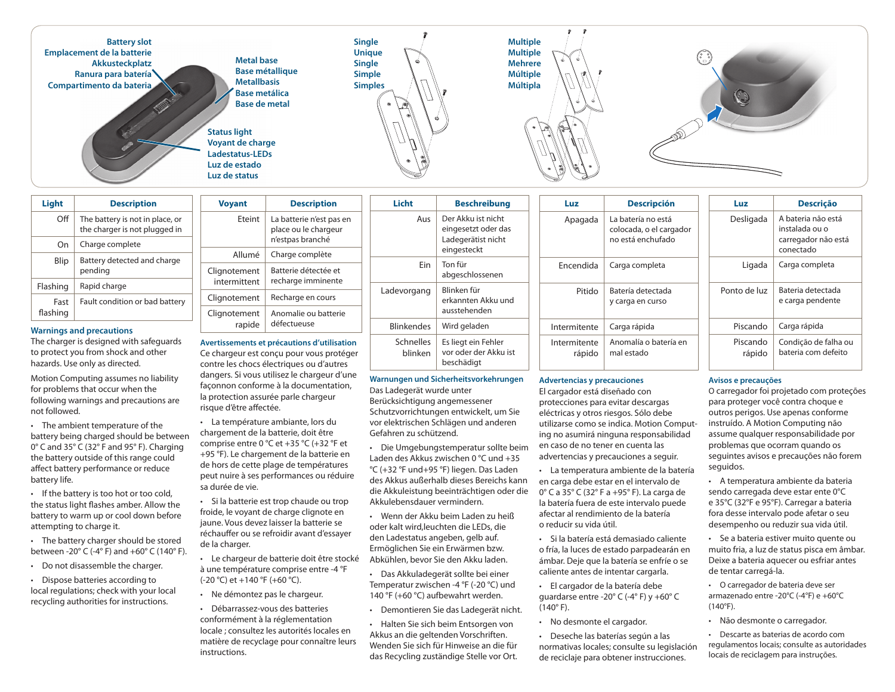Battery slot
Emplacement de la batterie
Akkusteckplatz
Ranura para batería
Compartimento da bateria

Metal base
Base métallique
Metallbasis
Base metálica
Base de metal

Status light
Voyant de charge
Ladestatus-LEDs
Luz de estado
Luz de status

Single
Unique
Single
Simple
Simples

Multiple
Multiple
Mehrere
Múltiple
Múltipla

| Light | Description |
|---|---|
| Off | The battery is not in place, or the charger is not plugged in |
| On | Charge complete |
| Blip | Battery detected and charge pending |
| Flashing | Rapid charge |
| Fast flashing | Fault condition or bad battery |

### Warnings and precautions

The charger is designed with safeguards to protect you from shock and other hazards. Use only as directed.

Motion Computing assumes no liability for problems that occur when the following warnings and precautions are not followed.

- The ambient temperature of the battery being charged should be between 0° C and 35° C (32° F and 95° F). Charging the battery outside of this range could affect battery performance or reduce battery life.
- If the battery is too hot or too cold, the status light flashes amber. Allow the battery to warm up or cool down before attempting to charge it.
- The battery charger should be stored between -20° C (-4° F) and +60° C (140° F).
- Do not disassemble the charger.
- Dispose batteries according to local regulations; check with your local recycling authorities for instructions.

| Voyant | Description |
|---|---|
| Eteint | La batterie n'est pas en place ou le chargeur n'estpas branché |
| Allumé | Charge complète |
| Clignotement intermittent | Batterie détectée et recharge imminente |
| Clignotement | Recharge en cours |
| Clignotement rapide | Anomalie ou batterie défectueuse |

### Avertissements et précautions d'utilisation

Ce chargeur est conçu pour vous protéger contre les chocs électriques ou d'autres dangers. Si vous utilisez le chargeur d'une façonnon conforme à la documentation, la protection assurée parle chargeur risque d'être affectée.

- La température ambiante, lors du chargement de la batterie, doit être comprise entre 0 °C et +35 °C (+32 °F et +95 °F). Le chargement de la batterie en de hors de cette plage de températures peut nuire à ses performances ou réduire sa durée de vie.
- Si la batterie est trop chaude ou trop froide, le voyant de charge clignote en jaune. Vous devez laisser la batterie se réchauffer ou se refroidir avant d'essayer de la charger.
- Le chargeur de batterie doit être stocké à une température comprise entre -4 °F (-20 °C) et +140 °F (+60 °C).
- Ne démontez pas le chargeur.
- Débarrassez-vous des batteries conformément à la réglementation locale ; consultez les autorités locales en matière de recyclage pour connaître leurs instructions.

| Licht | Beschreibung |
|---|---|
| Aus | Der Akku ist nicht eingesetzt oder das Ladegerätist nicht eingesteckt |
| Ein | Ton für abgeschlossenen |
| Ladevorgang | Blinken für erkannten Akku und ausstehenden |
| Blinkendes | Wird geladen |
| Schnelles blinken | Es liegt ein Fehler vor oder der Akku ist beschädigt |

### Warnungen und Sicherheitsvorkehrungen

Das Ladegerät wurde unter Berücksichtigung angemessener Schutzvorrichtungen entwickelt, um Sie vor elektrischen Schlägen und anderen Gefahren zu schützend.

- Die Umgebungstemperatur sollte beim Laden des Akkus zwischen 0 °C und +35 °C (+32 °F und+95 °F) liegen. Das Laden des Akkus außerhalb dieses Bereichs kann die Akkuleistung beeinträchtigen oder die Akkulebensdauer vermindern.
- Wenn der Akku beim Laden zu heiß oder kalt wird,leuchten die LEDs, die den Ladestatus angeben, gelb auf. Ermöglichen Sie ein Erwärmen bzw. Abkühlen, bevor Sie den Akku laden.
- Das Akkuladegerät sollte bei einer Temperatur zwischen -4 °F (-20 °C) und 140 °F (+60 °C) aufbewahrt werden.
- Demontieren Sie das Ladegerät nicht.
- Halten Sie sich beim Entsorgen von Akkus an die geltenden Vorschriften. Wenden Sie sich für Hinweise an die für das Recycling zuständige Stelle vor Ort.

| Luz | Descripción |
|---|---|
| Apagada | La batería no está colocada, o el cargador no está enchufado |
| Encendida | Carga completa |
| Pitido | Batería detectada y carga en curso |
| Intermitente | Carga rápida |
| Intermitente rápido | Anomalía o batería en mal estado |

### Advertencias y precauciones

El cargador está diseñado con protecciones para evitar descargas eléctricas y otros riesgos. Sólo debe utilizarse como se indica. Motion Computing no asumirá ninguna responsabilidad en caso de no tener en cuenta las advertencias y precauciones a seguir.

- La temperatura ambiente de la batería en carga debe estar en el intervalo de 0° C a 35° C (32° F a +95° F). La carga de la batería fuera de este intervalo puede afectar al rendimiento de la batería o reducir su vida útil.
- Si la batería está demasiado caliente o fría, la luces de estado parpadearán en ámbar. Deje que la batería se enfríe o se caliente antes de intentar cargarla.
- El cargador de la batería debe guardarse entre -20° C (-4° F) y +60° C (140° F).
- No desmonte el cargador.
- Deseche las baterías según a las normativas locales; consulte su legislación de reciclaje para obtener instrucciones.

| Luz | Descrição |
|---|---|
| Desligada | A bateria não está instalada ou o carregador não está conectado |
| Ligada | Carga completa |
| Ponto de luz | Bateria detectada e carga pendente |
| Piscando | Carga rápida |
| Piscando rápido | Condição de falha ou bateria com defeito |

### Avisos e precauções

O carregador foi projetado com proteções para proteger você contra choque e outros perigos. Use apenas conforme instruído. A Motion Computing não assume qualquer responsabilidade por problemas que ocorram quando os seguintes avisos e precauções não forem seguidos.

- A temperatura ambiente da bateria sendo carregada deve estar ente 0°C e 35°C (32°F e 95°F). Carregar a bateria fora desse intervalo pode afetar o seu desempenho ou reduzir sua vida útil.
- Se a bateria estiver muito quente ou muito fria, a luz de status pisca em âmbar. Deixe a bateria aquecer ou esfriar antes de tentar carregá-la.
- O carregador de bateria deve ser armazenado entre -20°C (-4°F) e +60°C (140°F).
- Não desmonte o carregador.
- Descarte as baterias de acordo com regulamentos locais; consulte as autoridades locais de reciclagem para instruções.